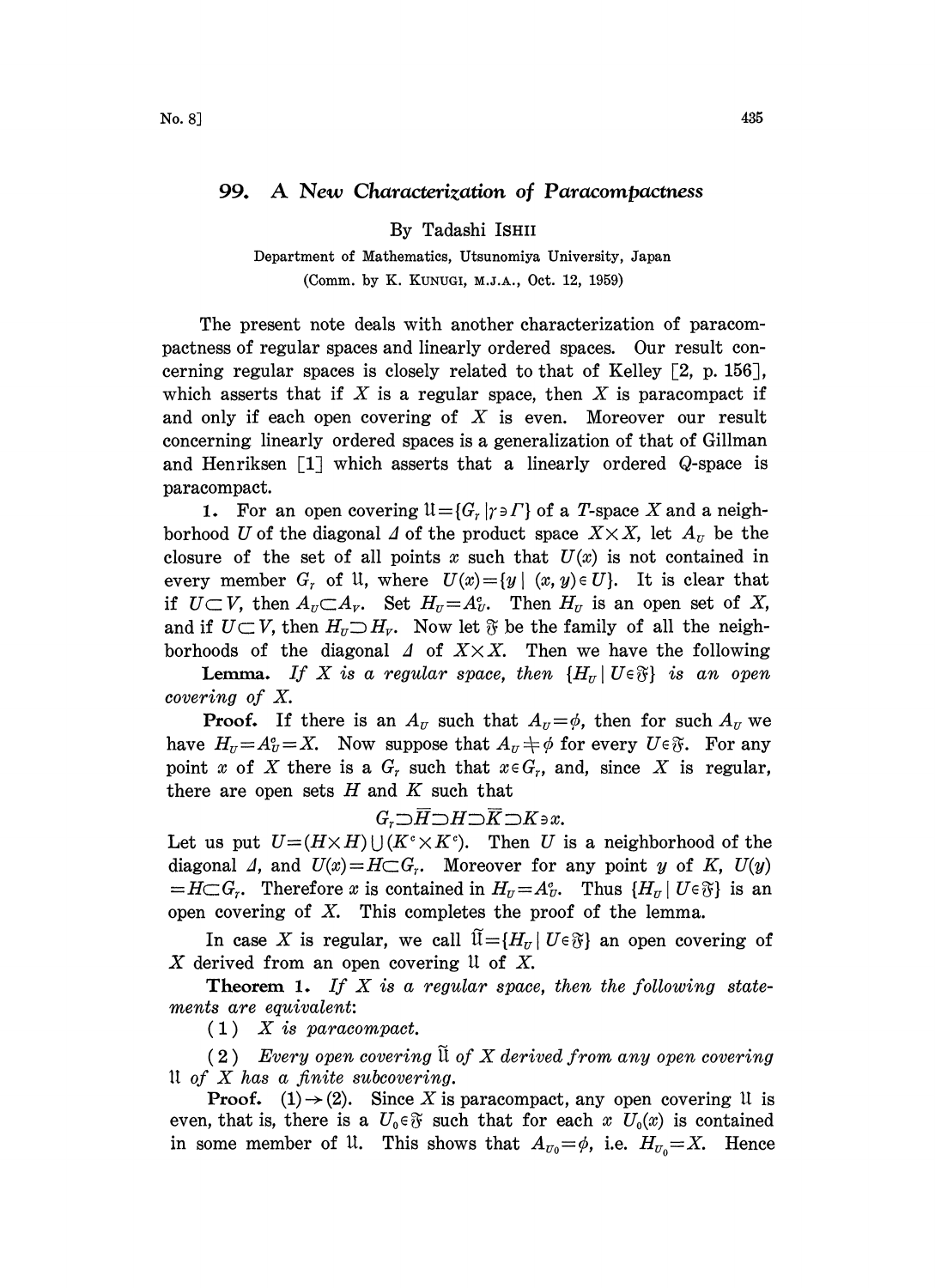# 99. A New Characterization of Paracompactness

By Tadashi ISHII

Department of Mathematics, Utsunomiya University, Japan

(Comm. by K. KUNUGI, M.J.A., Oct. 12, 1959)

The present note deals with another characterization of paracompactness of regular spaces and linearly ordered spaces. Our result concerning regular spaces is closely related to that of Kelley [2, p. 156], which asserts that if $X$ is a regular space, then $X$ is paracompact if and only if each open covering of $X$ is even. Moreover our result concerning linearly ordered spaces is a generalization of that of Gillman and Henriksen [1] which asserts that a linearly ordered $Q$-space is paracompact.

**1.** For an open covering $\mathfrak{U}=\{G_\gamma \mid \gamma \ni \Gamma\}$ of a $T$-space $X$ and a neighborhood $U$ of the diagonal $\Delta$ of the product space $X \times X$, let $A_U$ be the closure of the set of all points $x$ such that $U(x)$ is not contained in every member $G_\gamma$ of $\mathfrak{U}$, where $U(x)=\{y \mid (x, y) \in U\}$. It is clear that if $U \subset V$, then $A_U \subset A_V$. Set $H_U=A_U^c$. Then $H_U$ is an open set of $X$, and if $U \subset V$, then $H_U \supset H_V$. Now let $\mathfrak{F}$ be the family of all the neighborhoods of the diagonal $\Delta$ of $X \times X$. Then we have the following

**Lemma.** *If $X$ is a regular space, then $\{H_U \mid U \in \mathfrak{F}\}$ is an open covering of $X$.*

**Proof.** If there is an $A_U$ such that $A_U=\phi$, then for such $A_U$ we have $H_U=A_U^c=X$. Now suppose that $A_U \neq \phi$ for every $U \in \mathfrak{F}$. For any point $x$ of $X$ there is a $G_\gamma$ such that $x \in G_\gamma$, and, since $X$ is regular, there are open sets $H$ and $K$ such that

$$G_\gamma \supset \overline{H} \supset H \supset \overline{K} \supset K \ni x.$$

Let us put $U=(H \times H) \cup (K^c \times K^c)$. Then $U$ is a neighborhood of the diagonal $\Delta$, and $U(x)=H \subset G_\gamma$. Moreover for any point $y$ of $K$, $U(y)=H \subset G_\gamma$. Therefore $x$ is contained in $H_U=A_U^c$. Thus $\{H_U \mid U \in \mathfrak{F}\}$ is an open covering of $X$. This completes the proof of the lemma.

In case $X$ is regular, we call $\tilde{\mathfrak{U}}=\{H_U \mid U \in \mathfrak{F}\}$ an open covering of $X$ derived from an open covering $\mathfrak{U}$ of $X$.

**Theorem 1.** *If $X$ is a regular space, then the following statements are equivalent:*

(1) *$X$ is paracompact.*

(2) *Every open covering $\tilde{\mathfrak{U}}$ of $X$ derived from any open covering $\mathfrak{U}$ of $X$ has a finite subcovering.*

**Proof.** (1)$\to$(2). Since $X$ is paracompact, any open covering $\mathfrak{U}$ is even, that is, there is a $U_0 \in \mathfrak{F}$ such that for each $x$ $U_0(x)$ is contained in some member of $\mathfrak{U}$. This shows that $A_{U_0}=\phi$, i.e. $H_{U_0}=X$. Hence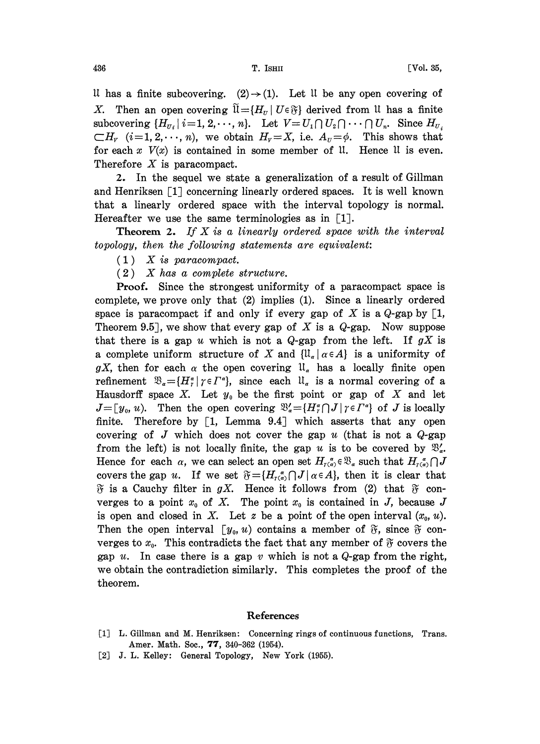$\mathfrak{U}$ has a finite subcovering. $(2)\rightarrow(1)$. Let $\mathfrak{U}$ be any open covering of $X$. Then an open covering $\widetilde{\mathfrak{U}}=\{H_U \mid U\in\mathfrak{F}\}$ derived from $\mathfrak{U}$ has a finite subcovering $\{H_{U_i} \mid i=1,2,\cdots,n\}$. Let $V=U_1\cap U_2\cap\cdots\cap U_n$. Since $H_{U_i}\subset H_V$ $(i=1,2,\cdots,n)$, we obtain $H_V=X$, i.e. $A_U=\phi$. This shows that for each $x$ $V(x)$ is contained in some member of $\mathfrak{U}$. Hence $\mathfrak{U}$ is even. Therefore $X$ is paracompact.

**2.** In the sequel we state a generalization of a result of Gillman and Henriksen [1] concerning linearly ordered spaces. It is well known that a linearly ordered space with the interval topology is normal. Hereafter we use the same terminologies as in [1].

**Theorem 2.** *If $X$ is a linearly ordered space with the interval topology, then the following statements are equivalent*:

(1) *$X$ is paracompact.*

(2) *$X$ has a complete structure.*

**Proof.** Since the strongest uniformity of a paracompact space is complete, we prove only that (2) implies (1). Since a linearly ordered space is paracompact if and only if every gap of $X$ is a $Q$-gap by [1, Theorem 9.5], we show that every gap of $X$ is a $Q$-gap. Now suppose that there is a gap $u$ which is not a $Q$-gap from the left. If $gX$ is a complete uniform structure of $X$ and $\{\mathfrak{U}_\alpha \mid \alpha\in A\}$ is a uniformity of $gX$, then for each $\alpha$ the open covering $\mathfrak{U}_\alpha$ has a locally finite open refinement $\mathfrak{B}_\alpha=\{H_\gamma^\alpha \mid \gamma\in\Gamma^\alpha\}$, since each $\mathfrak{U}_\alpha$ is a normal covering of a Hausdorff space $X$. Let $y_0$ be the first point or gap of $X$ and let $J=[y_0, u)$. Then the open covering $\mathfrak{B}'_\alpha=\{H_\gamma^\alpha\cap J \mid \gamma\in\Gamma^\alpha\}$ of $J$ is locally finite. Therefore by [1, Lemma 9.4] which asserts that any open covering of $J$ which does not cover the gap $u$ (that is not a $Q$-gap from the left) is not locally finite, the gap $u$ is to be covered by $\mathfrak{B}'_\alpha$. Hence for each $\alpha$, we can select an open set $H_{\gamma(\alpha)}^\alpha\in\mathfrak{B}_\alpha$ such that $H_{\gamma(\alpha)}^\alpha\cap J$ covers the gap $u$. If we set $\mathfrak{F}=\{H_{\gamma(\alpha)}^\alpha\cap J \mid \alpha\in A\}$, then it is clear that $\mathfrak{F}$ is a Cauchy filter in $gX$. Hence it follows from (2) that $\mathfrak{F}$ converges to a point $x_0$ of $X$. The point $x_0$ is contained in $J$, because $J$ is open and closed in $X$. Let $z$ be a point of the open interval $(x_0, u)$. Then the open interval $[y_0, u)$ contains a member of $\mathfrak{F}$, since $\mathfrak{F}$ converges to $x_0$. This contradicts the fact that any member of $\mathfrak{F}$ covers the gap $u$. In case there is a gap $v$ which is not a $Q$-gap from the right, we obtain the contradiction similarly. This completes the proof of the theorem.

## References

[1] L. Gillman and M. Henriksen: Concerning rings of continuous functions, Trans. Amer. Math. Soc., **77**, 340-362 (1954).

[2] J. L. Kelley: General Topology, New York (1955).